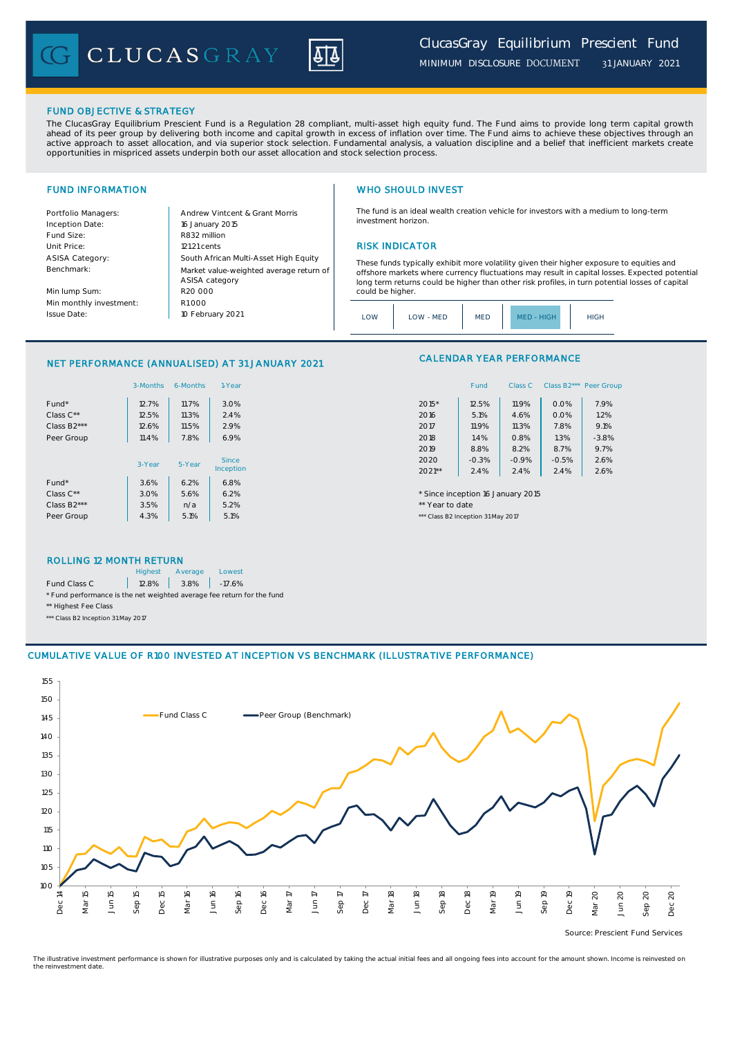# ClucasGray Equilibrium Prescient Fund

MINIMUM DISCLOSURE DOCUMENT 31 JANUARY 2021

## FUND OBJECTIVE & STRATEGY

The ClucasGray Equilibrium Prescient Fund is a Regulation 28 compliant, multi-asset high equity fund. The Fund aims to provide long term capital growth ahead of its peer group by delivering both income and capital growth in excess of inflation over time. The Fund aims to achieve these objectives through an active approach to asset allocation, and via superior stock selection. Fundamental analysis, a valuation discipline and a belief that inefficient markets create opportunities in mispriced assets underpin both our asset allocation and stock selection process.

## FUND INFORMATION

| | |
|---|---|
| Portfolio Managers: | Andrew Vintcent & Grant Morris |
| Inception Date: | 16 January 2015 |
| Fund Size: | R832 million |
| Unit Price: | 121.21 cents |
| ASISA Category: | South African Multi-Asset High Equity |
| Benchmark: | Market value-weighted average return of ASISA category |
| Min lump Sum: | R20 000 |
| Min monthly investment: | R1 000 |
| Issue Date: | 10 February 2021 |

## WHO SHOULD INVEST

The fund is an ideal wealth creation vehicle for investors with a medium to long-term investment horizon.

## RISK INDICATOR

These funds typically exhibit more volatility given their higher exposure to equities and offshore markets where currency fluctuations may result in capital losses. Expected potential long term returns could be higher than other risk profiles, in turn potential losses of capital could be higher.

| LOW | LOW - MED | MED | **MED - HIGH** | HIGH |
|---|---|---|---|---|

## NET PERFORMANCE (ANNUALISED) AT 31 JANUARY 2021

| | 3-Months | 6-Months | 1-Year |
|---|---|---|---|
| Fund* | 12.7% | 11.7% | 3.0% |
| Class C** | 12.5% | 11.3% | 2.4% |
| Class B2*** | 12.6% | 11.5% | 2.9% |
| Peer Group | 11.4% | 7.8% | 6.9% |

| | 3-Year | 5-Year | Since Inception |
|---|---|---|---|
| Fund* | 3.6% | 6.2% | 6.8% |
| Class C** | 3.0% | 5.6% | 6.2% |
| Class B2*** | 3.5% | n/a | 5.2% |
| Peer Group | 4.3% | 5.1% | 5.1% |

## CALENDAR YEAR PERFORMANCE

| | Fund | Class C | Class B2*** | Peer Group |
|---|---|---|---|---|
| 2015* | 12.5% | 11.9% | 0.0% | 7.9% |
| 2016 | 5.1% | 4.6% | 0.0% | 1.2% |
| 2017 | 11.9% | 11.3% | 7.8% | 9.1% |
| 2018 | 1.4% | 0.8% | 1.3% | -3.8% |
| 2019 | 8.8% | 8.2% | 8.7% | 9.7% |
| 2020 | -0.3% | -0.9% | -0.5% | 2.6% |
| 2021** | 2.4% | 2.4% | 2.4% | 2.6% |

\* Since inception 16 January 2015

** Year to date

*** Class B2 Inception 31 May 2017

## ROLLING 12 MONTH RETURN

| | Highest | Average | Lowest |
|---|---|---|---|
| Fund Class C | 12.8% | 3.8% | -17.6% |

\* Fund performance is the net weighted average fee return for the fund

** Highest Fee Class

*** Class B2 Inception 31 May 2017

## CUMULATIVE VALUE OF R100 INVESTED AT INCEPTION VS BENCHMARK (ILLUSTRATIVE PERFORMANCE)

Fund Class C — Peer Group (Benchmark)

Source: Prescient Fund Services

The illustrative investment performance is shown for illustrative purposes only and is calculated by taking the actual initial fees and all ongoing fees into account for the amount shown. Income is reinvested on the reinvestment date.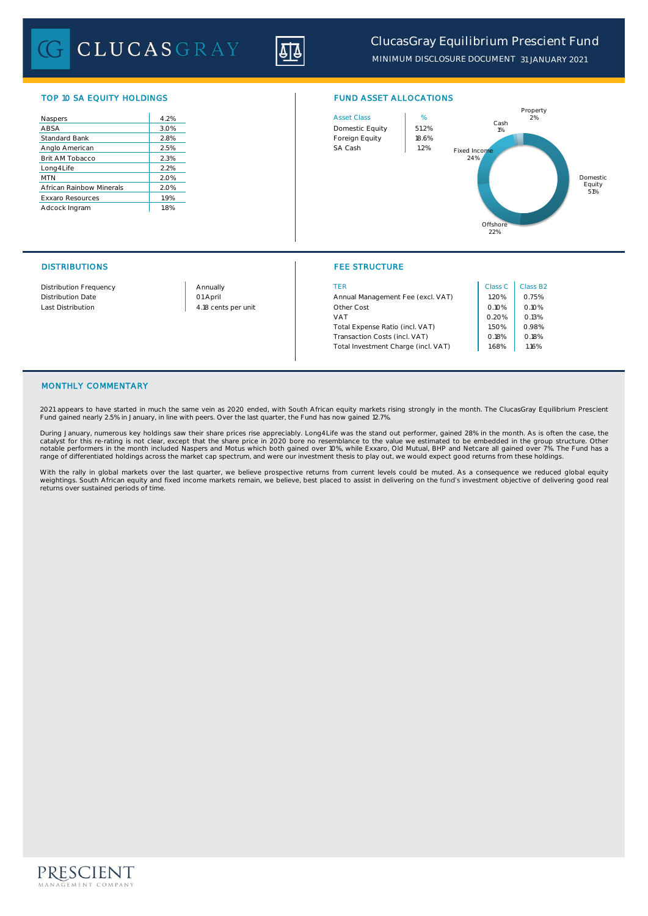# ClucasGray Equilibrium Prescient Fund

MINIMUM DISCLOSURE DOCUMENT 31 JANUARY 2021

## TOP 10 SA EQUITY HOLDINGS

| | |
|---|---|
| Naspers | 4.2% |
| ABSA | 3.0% |
| Standard Bank | 2.8% |
| Anglo American | 2.5% |
| Brit AM Tobacco | 2.3% |
| Long4Life | 2.2% |
| MTN | 2.0% |
| African Rainbow Minerals | 2.0% |
| Exxaro Resources | 1.9% |
| Adcock Ingram | 1.8% |

## FUND ASSET ALLOCATIONS

| Asset Class | % |
|---|---|
| Domestic Equity | 51.2% |
| Foreign Equity | 18.6% |
| SA Cash | 1.2% |

Property 2%, Cash 1%, Fixed Income 24%, Domestic Equity 51%, Offshore 22%

## DISTRIBUTIONS

| | |
|---|---|
| Distribution Frequency | Annually |
| Distribution Date | 01 April |
| Last Distribution | 4.18 cents per unit |

## FEE STRUCTURE

| TER | Class C | Class B2 |
|---|---|---|
| Annual Management Fee (excl. VAT) | 1.20% | 0.75% |
| Other Cost | 0.10% | 0.10% |
| VAT | 0.20% | 0.13% |
| Total Expense Ratio (incl. VAT) | 1.50% | 0.98% |
| Transaction Costs (incl. VAT) | 0.18% | 0.18% |
| Total Investment Charge (incl. VAT) | 1.68% | 1.16% |

## MONTHLY COMMENTARY

2021 appears to have started in much the same vein as 2020 ended, with South African equity markets rising strongly in the month. The ClucasGray Equilibrium Prescient Fund gained nearly 2.5% in January, in line with peers. Over the last quarter, the Fund has now gained 12.7%.

During January, numerous key holdings saw their share prices rise appreciably. Long4Life was the stand out performer, gained 28% in the month. As is often the case, the catalyst for this re-rating is not clear, except that the share price in 2020 bore no resemblance to the value we estimated to be embedded in the group structure. Other notable performers in the month included Naspers and Motus which both gained over 10%, while Exxaro, Old Mutual, BHP and Netcare all gained over 7%. The Fund has a range of differentiated holdings across the market cap spectrum, and were our investment thesis to play out, we would expect good returns from these holdings.

With the rally in global markets over the last quarter, we believe prospective returns from current levels could be muted. As a consequence we reduced global equity weightings. South African equity and fixed income markets remain, we believe, best placed to assist in delivering on the fund's investment objective of delivering good real returns over sustained periods of time.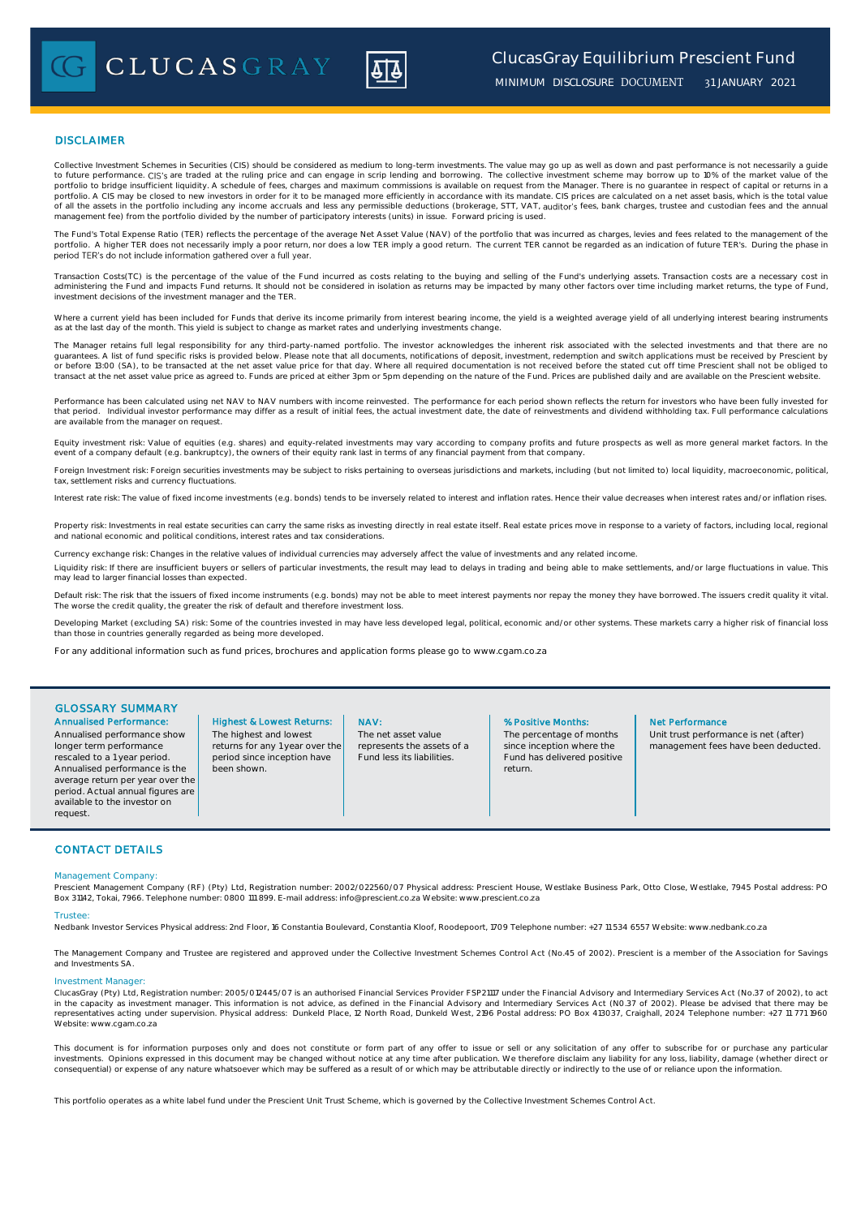## DISCLAIMER

Collective Investment Schemes in Securities (CIS) should be considered as medium to long-term investments. The value may go up as well as down and past performance is not necessarily a guide to future performance. CIS's are traded at the ruling price and can engage in scrip lending and borrowing. The collective investment scheme may borrow up to 10% of the market value of the portfolio to bridge insufficient liquidity. A schedule of fees, charges and maximum commissions is available on request from the Manager. There is no guarantee in respect of capital or returns in a portfolio. A CIS may be closed to new investors in order for it to be managed more efficiently in accordance with its mandate. CIS prices are calculated on a net asset basis, which is the total value of all the assets in the portfolio including any income accruals and less any permissible deductions (brokerage, STT, VAT, auditor's fees, bank charges, trustee and custodian fees and the annual management fee) from the portfolio divided by the number of participatory interests (units) in issue. Forward pricing is used.

The Fund's Total Expense Ratio (TER) reflects the percentage of the average Net Asset Value (NAV) of the portfolio that was incurred as charges, levies and fees related to the management of the portfolio. A higher TER does not necessarily imply a poor return, nor does a low TER imply a good return. The current TER cannot be regarded as an indication of future TER's. During the phase in period TER's do not include information gathered over a full year.

Transaction Costs(TC) is the percentage of the value of the Fund incurred as costs relating to the buying and selling of the Fund's underlying assets. Transaction costs are a necessary cost in administering the Fund and impacts Fund returns. It should not be considered in isolation as returns may be impacted by many other factors over time including market returns, the type of Fund, investment decisions of the investment manager and the TER.

Where a current yield has been included for Funds that derive its income primarily from interest bearing income, the yield is a weighted average yield of all underlying interest bearing instruments as at the last day of the month. This yield is subject to change as market rates and underlying investments change.

The Manager retains full legal responsibility for any third-party-named portfolio. The investor acknowledges the inherent risk associated with the selected investments and that there are no guarantees. A list of fund specific risks is provided below. Please note that all documents, notifications of deposit, investment, redemption and switch applications must be received by Prescient by or before 13:00 (SA), to be transacted at the net asset value price for that day. Where all required documentation is not received before the stated cut off time Prescient shall not be obliged to transact at the net asset value price as agreed to. Funds are priced at either 3pm or 5pm depending on the nature of the Fund. Prices are published daily and are available on the Prescient website.

Performance has been calculated using net NAV to NAV numbers with income reinvested. The performance for each period shown reflects the return for investors who have been fully invested for that period. Individual investor performance may differ as a result of initial fees, the actual investment date, the date of reinvestments and dividend withholding tax. Full performance calculations are available from the manager on request.

Equity investment risk: Value of equities (e.g. shares) and equity-related investments may vary according to company profits and future prospects as well as more general market factors. In the event of a company default (e.g. bankruptcy), the owners of their equity rank last in terms of any financial payment from that company.

Foreign Investment risk: Foreign securities investments may be subject to risks pertaining to overseas jurisdictions and markets, including (but not limited to) local liquidity, macroeconomic, political, tax, settlement risks and currency fluctuations.

Interest rate risk: The value of fixed income investments (e.g. bonds) tends to be inversely related to interest and inflation rates. Hence their value decreases when interest rates and/or inflation rises.

Property risk: Investments in real estate securities can carry the same risks as investing directly in real estate itself. Real estate prices move in response to a variety of factors, including local, regional and national economic and political conditions, interest rates and tax considerations.

Currency exchange risk: Changes in the relative values of individual currencies may adversely affect the value of investments and any related income.

Liquidity risk: If there are insufficient buyers or sellers of particular investments, the result may lead to delays in trading and being able to make settlements, and/or large fluctuations in value. This may lead to larger financial losses than expected.

Default risk: The risk that the issuers of fixed income instruments (e.g. bonds) may not be able to meet interest payments nor repay the money they have borrowed. The issuers credit quality it vital. The worse the credit quality, the greater the risk of default and therefore investment loss.

Developing Market (excluding SA) risk: Some of the countries invested in may have less developed legal, political, economic and/or other systems. These markets carry a higher risk of financial loss than those in countries generally regarded as being more developed.

For any additional information such as fund prices, brochures and application forms please go to www.cgam.co.za

## GLOSSARY SUMMARY

**Annualised Performance:** Annualised performance show longer term performance rescaled to a 1 year period. Annualised performance is the average return per year over the period. Actual annual figures are available to the investor on request.

**Highest & Lowest Returns:** The highest and lowest returns for any 1 year over the period since inception have been shown.

**NAV:** The net asset value represents the assets of a Fund less its liabilities.

**% Positive Months:** The percentage of months since inception where the Fund has delivered positive return.

**Net Performance** Unit trust performance is net (after) management fees have been deducted.

## CONTACT DETAILS

### Management Company:

Prescient Management Company (RF) (Pty) Ltd, Registration number: 2002/022560/07 Physical address: Prescient House, Westlake Business Park, Otto Close, Westlake, 7945 Postal address: PO Box 31142, Tokai, 7966. Telephone number: 0800 111 899. E-mail address: info@prescient.co.za Website: www.prescient.co.za

### Trustee:

Nedbank Investor Services Physical address: 2nd Floor, 16 Constantia Boulevard, Constantia Kloof, Roodepoort, 1709 Telephone number: +27 11 534 6557 Website: www.nedbank.co.za

The Management Company and Trustee are registered and approved under the Collective Investment Schemes Control Act (No.45 of 2002). Prescient is a member of the Association for Savings and Investments SA.

### Investment Manager:

ClucasGray (Pty) Ltd, Registration number: 2005/012445/07 is an authorised Financial Services Provider FSP21117 under the Financial Advisory and Intermediary Services Act (No.37 of 2002), to act in the capacity as investment manager. This information is not advice, as defined in the Financial Advisory and Intermediary Services Act (N0.37 of 2002). Please be advised that there may be representatives acting under supervision. Physical address: Dunkeld Place, 12 North Road, Dunkeld West, 2196 Postal address: PO Box 413037, Craighall, 2024 Telephone number: +27 11 771 1960 Website: www.cgam.co.za

This document is for information purposes only and does not constitute or form part of any offer to issue or sell or any solicitation of any offer to subscribe for or purchase any particular investments. Opinions expressed in this document may be changed without notice at any time after publication. We therefore disclaim any liability for any loss, liability, damage (whether direct or consequential) or expense of any nature whatsoever which may be suffered as a result of or which may be attributable directly or indirectly to the use of or reliance upon the information.

This portfolio operates as a white label fund under the Prescient Unit Trust Scheme, which is governed by the Collective Investment Schemes Control Act.